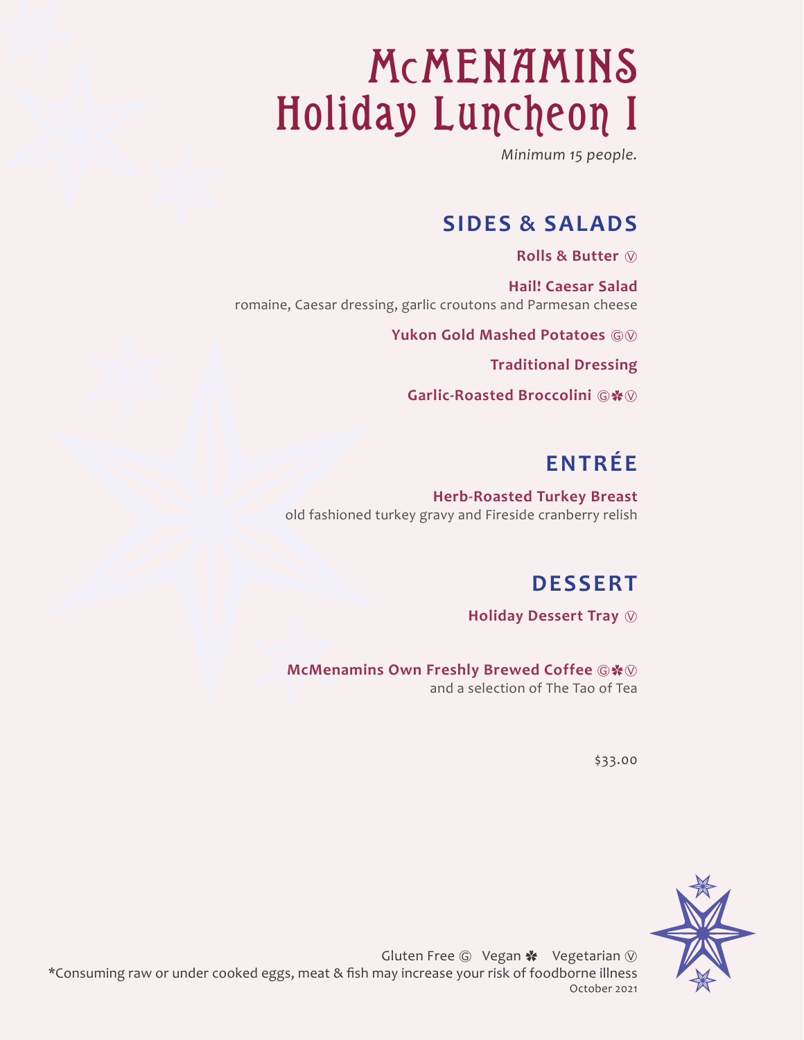# McMENAMINS Holiday Luncheon I

*Minimum 15 people.*

## SIDES & SALADS

**Rolls & Butter** Ⓥ

**Hail! Caesar Salad**
romaine, Caesar dressing, garlic croutons and Parmesan cheese

**Yukon Gold Mashed Potatoes** ⒼⓋ

**Traditional Dressing**

**Garlic-Roasted Broccolini** Ⓖ✽Ⓥ

## ENTRÉE

**Herb-Roasted Turkey Breast**
old fashioned turkey gravy and Fireside cranberry relish

## DESSERT

**Holiday Dessert Tray** Ⓥ

**McMenamins Own Freshly Brewed Coffee** Ⓖ✽Ⓥ
and a selection of The Tao of Tea

$33.00

Gluten Free Ⓖ Vegan ✽ Vegetarian Ⓥ
*Consuming raw or under cooked eggs, meat & fish may increase your risk of foodborne illness
October 2021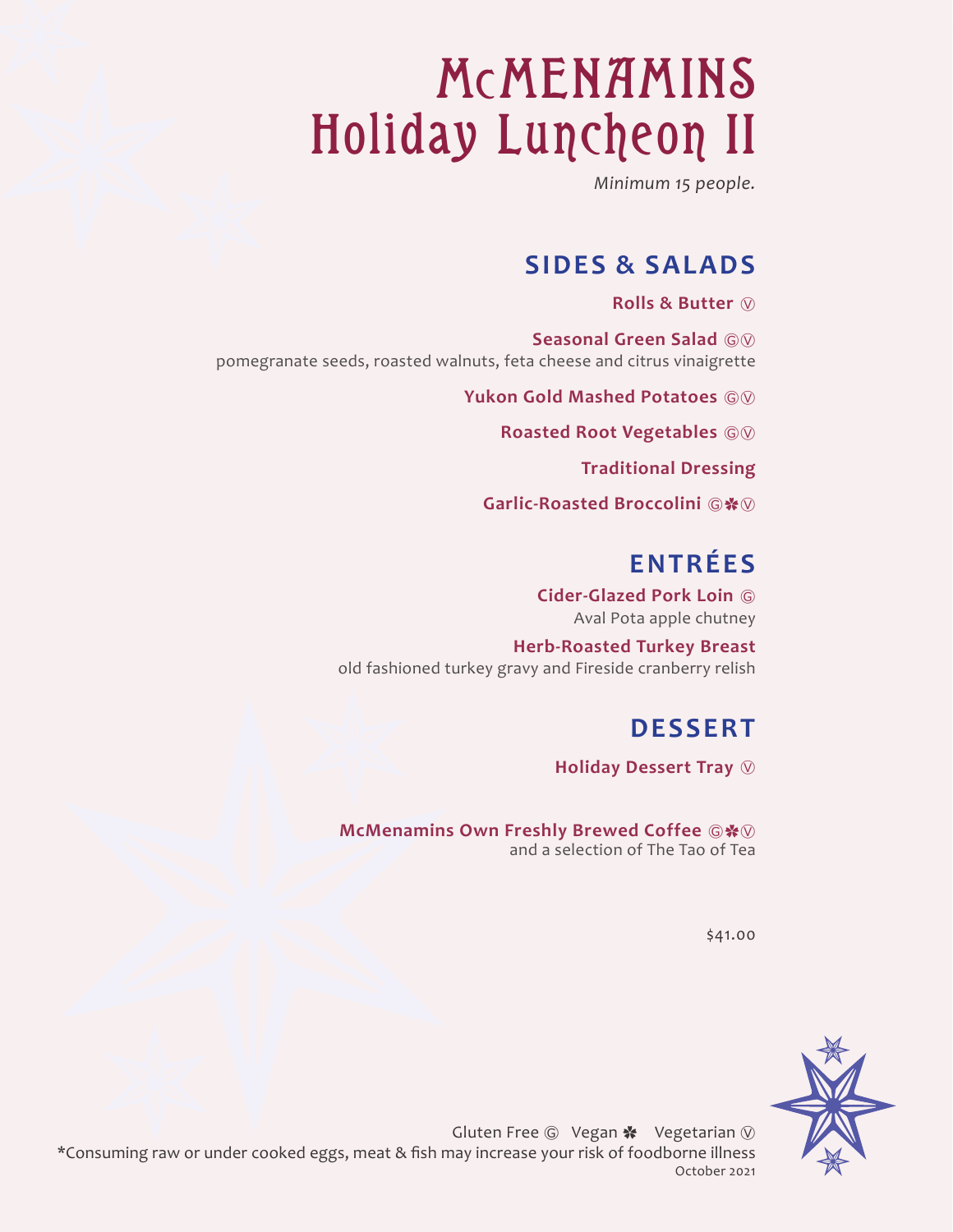# McMENAMINS Holiday Luncheon II

*Minimum 15 people.*

## SIDES & SALADS

**Rolls & Butter** Ⓥ

**Seasonal Green Salad** ⒼⓋ
pomegranate seeds, roasted walnuts, feta cheese and citrus vinaigrette

**Yukon Gold Mashed Potatoes** ⒼⓋ

**Roasted Root Vegetables** ⒼⓋ

**Traditional Dressing**

**Garlic-Roasted Broccolini** Ⓖ✾Ⓥ

## ENTRÉES

**Cider-Glazed Pork Loin** Ⓖ
Aval Pota apple chutney

**Herb-Roasted Turkey Breast**
old fashioned turkey gravy and Fireside cranberry relish

## DESSERT

**Holiday Dessert Tray** Ⓥ

**McMenamins Own Freshly Brewed Coffee** Ⓖ✾Ⓥ
and a selection of The Tao of Tea

$41.00

Gluten Free Ⓖ Vegan ✾ Vegetarian Ⓥ

*Consuming raw or under cooked eggs, meat & fish may increase your risk of foodborne illness

October 2021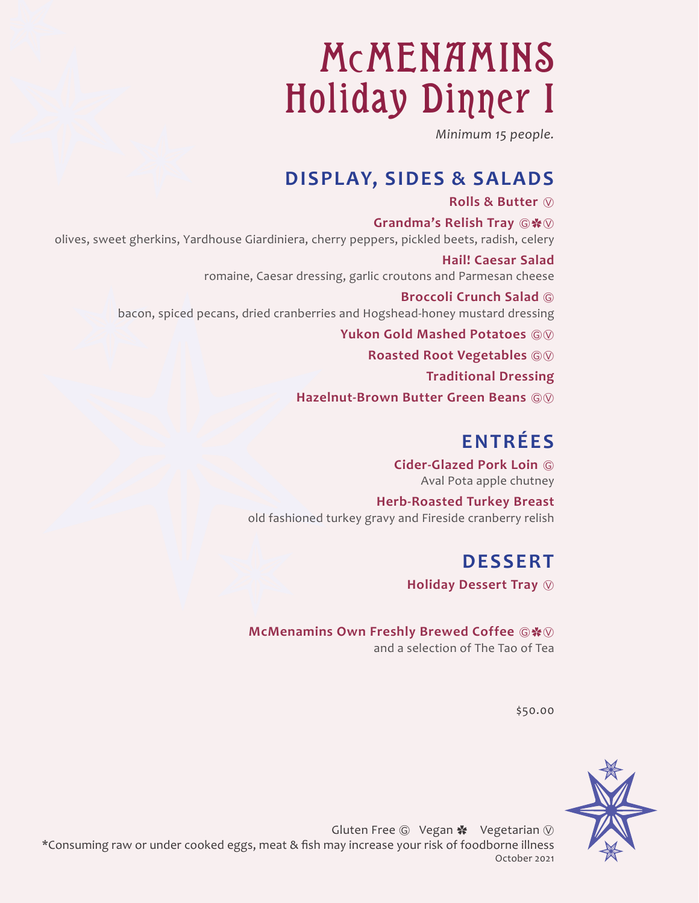# McMENAMINS Holiday Dinner I

*Minimum 15 people.*

## DISPLAY, SIDES & SALADS

**Rolls & Butter** Ⓥ

**Grandma's Relish Tray** Ⓖ✽Ⓥ
olives, sweet gherkins, Yardhouse Giardiniera, cherry peppers, pickled beets, radish, celery

**Hail! Caesar Salad**
romaine, Caesar dressing, garlic croutons and Parmesan cheese

**Broccoli Crunch Salad** Ⓖ
bacon, spiced pecans, dried cranberries and Hogshead-honey mustard dressing

**Yukon Gold Mashed Potatoes** ⒼⓋ

**Roasted Root Vegetables** ⒼⓋ

**Traditional Dressing**

**Hazelnut-Brown Butter Green Beans** ⒼⓋ

## ENTRÉES

**Cider-Glazed Pork Loin** Ⓖ
Aval Pota apple chutney

**Herb-Roasted Turkey Breast**
old fashioned turkey gravy and Fireside cranberry relish

## DESSERT

**Holiday Dessert Tray** Ⓥ

**McMenamins Own Freshly Brewed Coffee** Ⓖ✽Ⓥ
and a selection of The Tao of Tea

$50.00

Gluten Free Ⓖ Vegan ✽ Vegetarian Ⓥ

*Consuming raw or under cooked eggs, meat & fish may increase your risk of foodborne illness

October 2021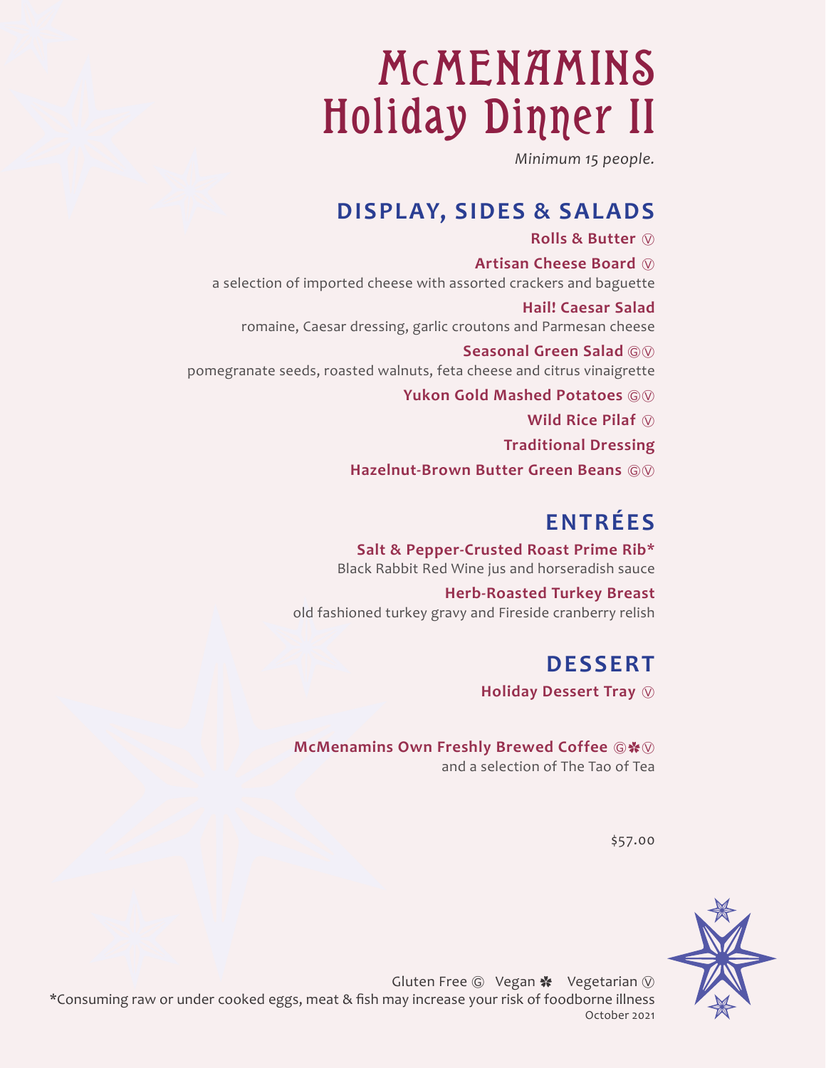# McMENAMINS Holiday Dinner II

*Minimum 15 people.*

## DISPLAY, SIDES & SALADS

**Rolls & Butter** Ⓥ

**Artisan Cheese Board** Ⓥ
a selection of imported cheese with assorted crackers and baguette

**Hail! Caesar Salad**
romaine, Caesar dressing, garlic croutons and Parmesan cheese

**Seasonal Green Salad** ⒼⓋ
pomegranate seeds, roasted walnuts, feta cheese and citrus vinaigrette

**Yukon Gold Mashed Potatoes** ⒼⓋ

**Wild Rice Pilaf** Ⓥ

**Traditional Dressing**

**Hazelnut-Brown Butter Green Beans** ⒼⓋ

## ENTRÉES

**Salt & Pepper-Crusted Roast Prime Rib***
Black Rabbit Red Wine jus and horseradish sauce

**Herb-Roasted Turkey Breast**
old fashioned turkey gravy and Fireside cranberry relish

## DESSERT

**Holiday Dessert Tray** Ⓥ

**McMenamins Own Freshly Brewed Coffee** Ⓖ✽Ⓥ
and a selection of The Tao of Tea

$57.00

Gluten Free Ⓖ Vegan ✽ Vegetarian Ⓥ

*Consuming raw or under cooked eggs, meat & fish may increase your risk of foodborne illness

October 2021